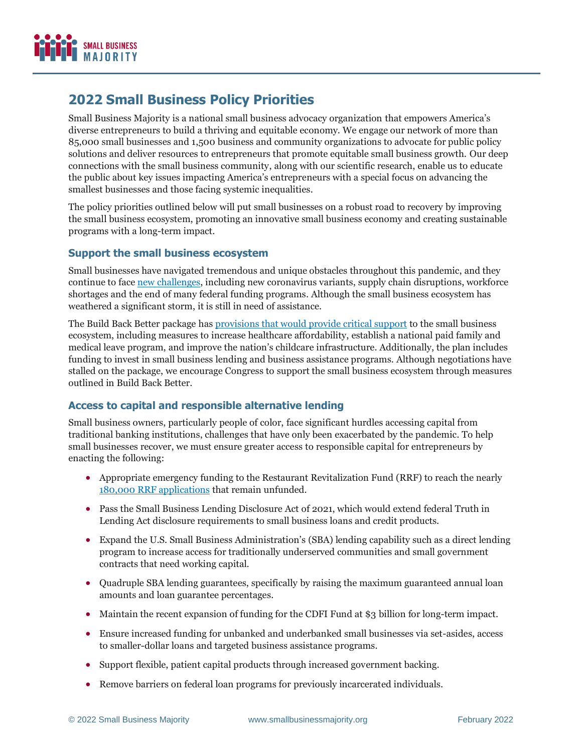# 2022 Small Business Policy Priorities

Small Business Majority is a national small business advocacy organization that empowers America's diverse entrepreneurs to build a thriving and equitable economy. We engage our network of more than 85,000 small businesses and 1,500 business and community organizations to advocate for public policy solutions and deliver resources to entrepreneurs that promote equitable small business growth. Our deep connections with the small business community, along with our scientific research, enable us to educate the public about key issues impacting America's entrepreneurs with a special focus on advancing the smallest businesses and those facing systemic inequalities.

The policy priorities outlined below will put small businesses on a robust road to recovery by improving the small business ecosystem, promoting an innovative small business economy and creating sustainable programs with a long-term impact.

## Support the small business ecosystem

Small businesses have navigated tremendous and unique obstacles throughout this pandemic, and they continue to face new challenges, including new coronavirus variants, supply chain disruptions, workforce shortages and the end of many federal funding programs. Although the small business ecosystem has weathered a significant storm, it is still in need of assistance.

The Build Back Better package has provisions that would provide critical support to the small business ecosystem, including measures to increase healthcare affordability, establish a national paid family and medical leave program, and improve the nation's childcare infrastructure. Additionally, the plan includes funding to invest in small business lending and business assistance programs. Although negotiations have stalled on the package, we encourage Congress to support the small business ecosystem through measures outlined in Build Back Better.

## Access to capital and responsible alternative lending

Small business owners, particularly people of color, face significant hurdles accessing capital from traditional banking institutions, challenges that have only been exacerbated by the pandemic. To help small businesses recover, we must ensure greater access to responsible capital for entrepreneurs by enacting the following:

- Appropriate emergency funding to the Restaurant Revitalization Fund (RRF) to reach the nearly 180,000 RRF applications that remain unfunded.
- Pass the Small Business Lending Disclosure Act of 2021, which would extend federal Truth in Lending Act disclosure requirements to small business loans and credit products.
- Expand the U.S. Small Business Administration's (SBA) lending capability such as a direct lending program to increase access for traditionally underserved communities and small government contracts that need working capital.
- Quadruple SBA lending guarantees, specifically by raising the maximum guaranteed annual loan amounts and loan guarantee percentages.
- Maintain the recent expansion of funding for the CDFI Fund at $3 billion for long-term impact.
- Ensure increased funding for unbanked and underbanked small businesses via set-asides, access to smaller-dollar loans and targeted business assistance programs.
- Support flexible, patient capital products through increased government backing.
- Remove barriers on federal loan programs for previously incarcerated individuals.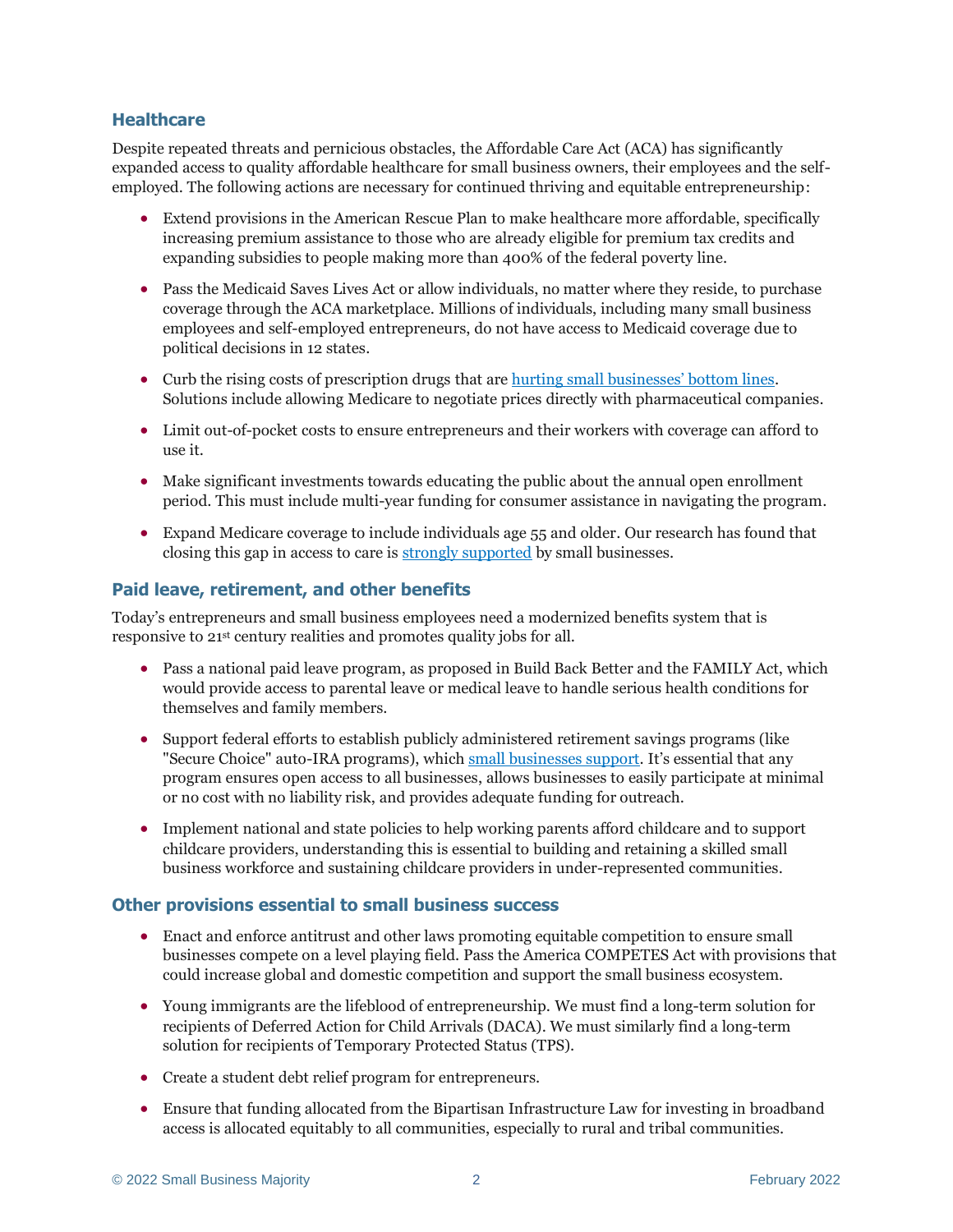## Healthcare

Despite repeated threats and pernicious obstacles, the Affordable Care Act (ACA) has significantly expanded access to quality affordable healthcare for small business owners, their employees and the self-employed. The following actions are necessary for continued thriving and equitable entrepreneurship:

- Extend provisions in the American Rescue Plan to make healthcare more affordable, specifically increasing premium assistance to those who are already eligible for premium tax credits and expanding subsidies to people making more than 400% of the federal poverty line.
- Pass the Medicaid Saves Lives Act or allow individuals, no matter where they reside, to purchase coverage through the ACA marketplace. Millions of individuals, including many small business employees and self-employed entrepreneurs, do not have access to Medicaid coverage due to political decisions in 12 states.
- Curb the rising costs of prescription drugs that are hurting small businesses' bottom lines. Solutions include allowing Medicare to negotiate prices directly with pharmaceutical companies.
- Limit out-of-pocket costs to ensure entrepreneurs and their workers with coverage can afford to use it.
- Make significant investments towards educating the public about the annual open enrollment period. This must include multi-year funding for consumer assistance in navigating the program.
- Expand Medicare coverage to include individuals age 55 and older. Our research has found that closing this gap in access to care is strongly supported by small businesses.

## Paid leave, retirement, and other benefits

Today's entrepreneurs and small business employees need a modernized benefits system that is responsive to 21st century realities and promotes quality jobs for all.

- Pass a national paid leave program, as proposed in Build Back Better and the FAMILY Act, which would provide access to parental leave or medical leave to handle serious health conditions for themselves and family members.
- Support federal efforts to establish publicly administered retirement savings programs (like "Secure Choice" auto-IRA programs), which small businesses support. It's essential that any program ensures open access to all businesses, allows businesses to easily participate at minimal or no cost with no liability risk, and provides adequate funding for outreach.
- Implement national and state policies to help working parents afford childcare and to support childcare providers, understanding this is essential to building and retaining a skilled small business workforce and sustaining childcare providers in under-represented communities.

## Other provisions essential to small business success

- Enact and enforce antitrust and other laws promoting equitable competition to ensure small businesses compete on a level playing field. Pass the America COMPETES Act with provisions that could increase global and domestic competition and support the small business ecosystem.
- Young immigrants are the lifeblood of entrepreneurship. We must find a long-term solution for recipients of Deferred Action for Child Arrivals (DACA). We must similarly find a long-term solution for recipients of Temporary Protected Status (TPS).
- Create a student debt relief program for entrepreneurs.
- Ensure that funding allocated from the Bipartisan Infrastructure Law for investing in broadband access is allocated equitably to all communities, especially to rural and tribal communities.